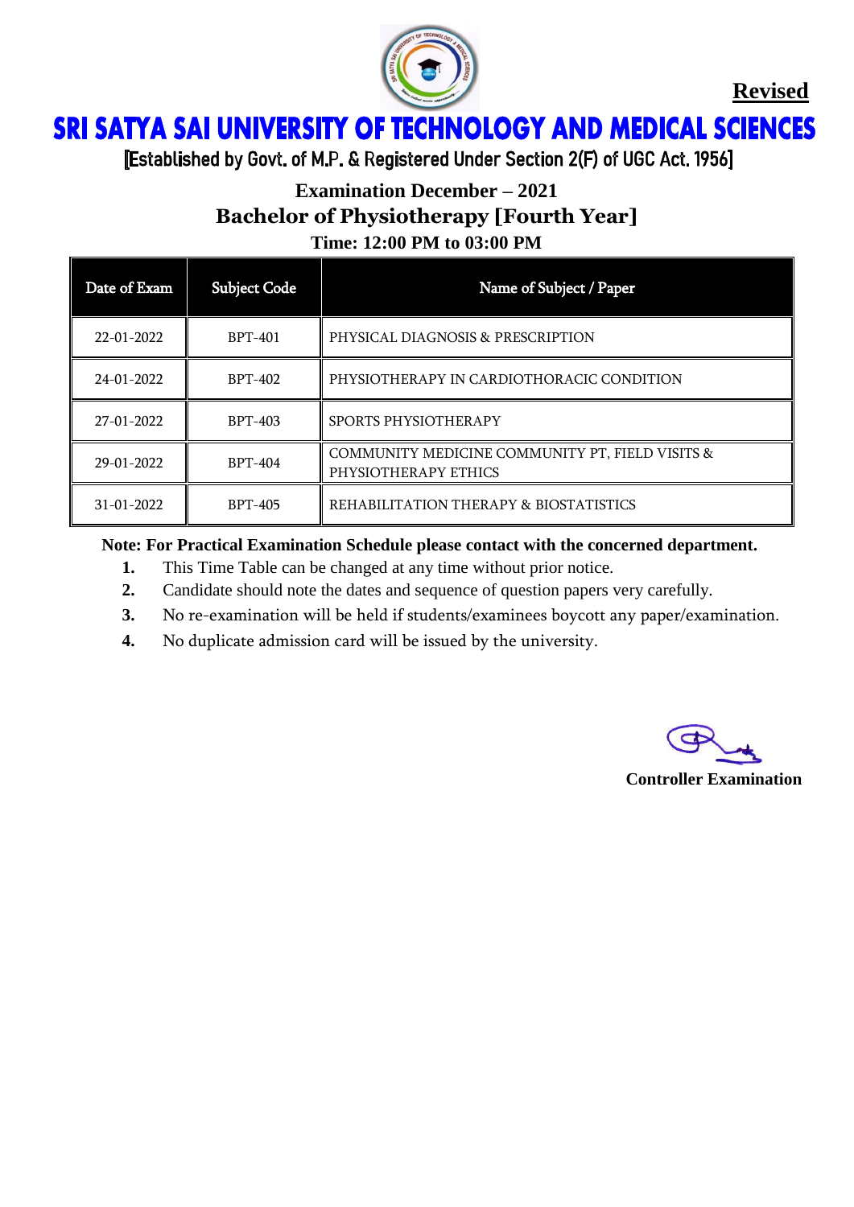**Revised**

# SRI SATYA SAI UNIVERSITY OF TECHNOLOGY AND MEDICAL SCIENCES

[Established by Govt. of M.P. & Registered Under Section 2(F) of UGC Act. 1956]

## Examination December – 2021

## Bachelor of Physiotherapy [Fourth Year]

### Time: 12:00 PM to 03:00 PM

| Date of Exam | Subject Code | Name of Subject / Paper |
|---|---|---|
| 22-01-2022 | BPT-401 | PHYSICAL DIAGNOSIS & PRESCRIPTION |
| 24-01-2022 | BPT-402 | PHYSIOTHERAPY IN CARDIOTHORACIC CONDITION |
| 27-01-2022 | BPT-403 | SPORTS PHYSIOTHERAPY |
| 29-01-2022 | BPT-404 | COMMUNITY MEDICINE COMMUNITY PT, FIELD VISITS & PHYSIOTHERAPY ETHICS |
| 31-01-2022 | BPT-405 | REHABILITATION THERAPY & BIOSTATISTICS |

**Note: For Practical Examination Schedule please contact with the concerned department.**

1. This Time Table can be changed at any time without prior notice.
2. Candidate should note the dates and sequence of question papers very carefully.
3. No re-examination will be held if students/examinees boycott any paper/examination.
4. No duplicate admission card will be issued by the university.

**Controller Examination**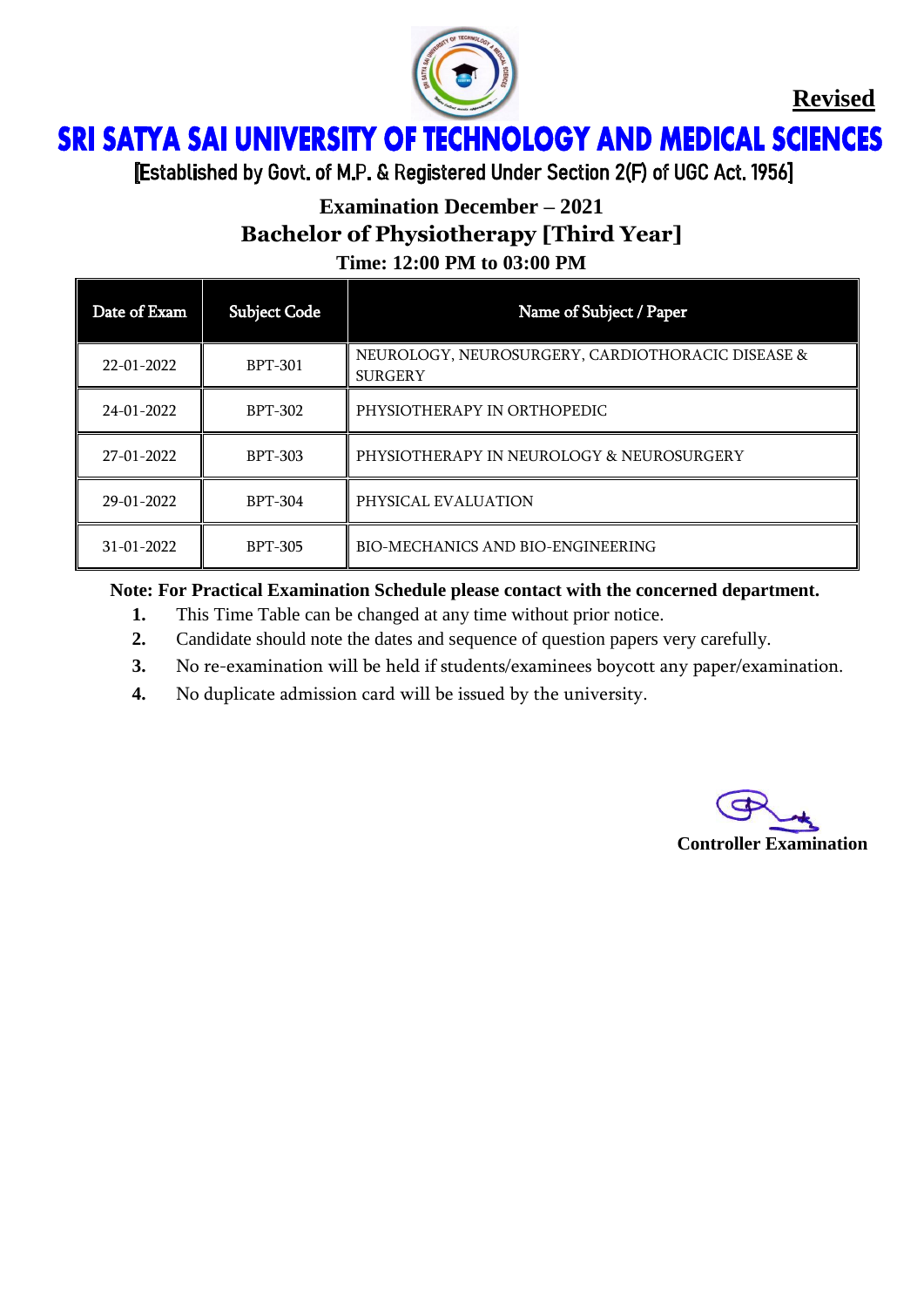**Revised**

# SRI SATYA SAI UNIVERSITY OF TECHNOLOGY AND MEDICAL SCIENCES

[Established by Govt. of M.P. & Registered Under Section 2(F) of UGC Act. 1956]

## Examination December – 2021

## Bachelor of Physiotherapy [Third Year]

### Time: 12:00 PM to 03:00 PM

| Date of Exam | Subject Code | Name of Subject / Paper |
|---|---|---|
| 22-01-2022 | BPT-301 | NEUROLOGY, NEUROSURGERY, CARDIOTHORACIC DISEASE & SURGERY |
| 24-01-2022 | BPT-302 | PHYSIOTHERAPY IN ORTHOPEDIC |
| 27-01-2022 | BPT-303 | PHYSIOTHERAPY IN NEUROLOGY & NEUROSURGERY |
| 29-01-2022 | BPT-304 | PHYSICAL EVALUATION |
| 31-01-2022 | BPT-305 | BIO-MECHANICS AND BIO-ENGINEERING |

**Note: For Practical Examination Schedule please contact with the concerned department.**

1. This Time Table can be changed at any time without prior notice.
2. Candidate should note the dates and sequence of question papers very carefully.
3. No re-examination will be held if students/examinees boycott any paper/examination.
4. No duplicate admission card will be issued by the university.

**Controller Examination**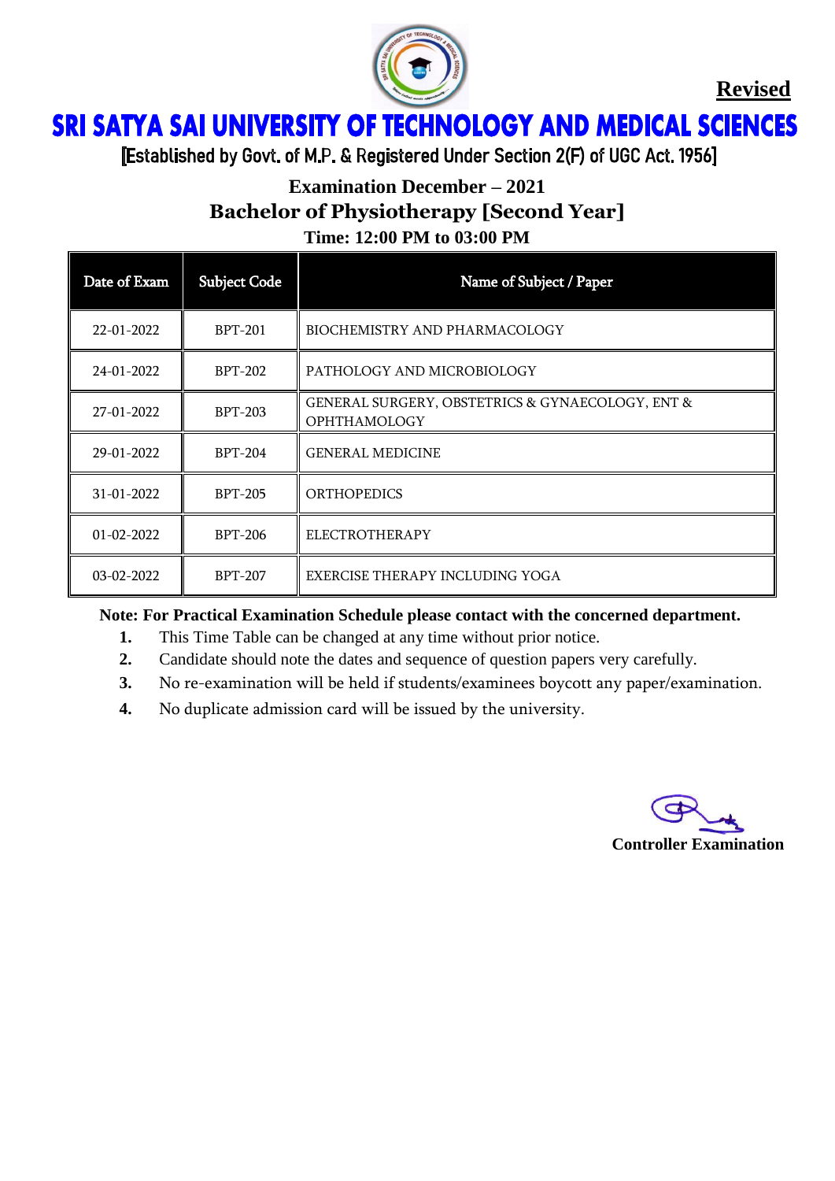**Revised**

# SRI SATYA SAI UNIVERSITY OF TECHNOLOGY AND MEDICAL SCIENCES

[Established by Govt. of M.P. & Registered Under Section 2(F) of UGC Act. 1956]

## Examination December – 2021

## Bachelor of Physiotherapy [Second Year]

### Time: 12:00 PM to 03:00 PM

| Date of Exam | Subject Code | Name of Subject / Paper |
|---|---|---|
| 22-01-2022 | BPT-201 | BIOCHEMISTRY AND PHARMACOLOGY |
| 24-01-2022 | BPT-202 | PATHOLOGY AND MICROBIOLOGY |
| 27-01-2022 | BPT-203 | GENERAL SURGERY, OBSTETRICS & GYNAECOLOGY, ENT & OPHTHAMOLOGY |
| 29-01-2022 | BPT-204 | GENERAL MEDICINE |
| 31-01-2022 | BPT-205 | ORTHOPEDICS |
| 01-02-2022 | BPT-206 | ELECTROTHERAPY |
| 03-02-2022 | BPT-207 | EXERCISE THERAPY INCLUDING YOGA |

**Note: For Practical Examination Schedule please contact with the concerned department.**

1. This Time Table can be changed at any time without prior notice.
2. Candidate should note the dates and sequence of question papers very carefully.
3. No re-examination will be held if students/examinees boycott any paper/examination.
4. No duplicate admission card will be issued by the university.

**Controller Examination**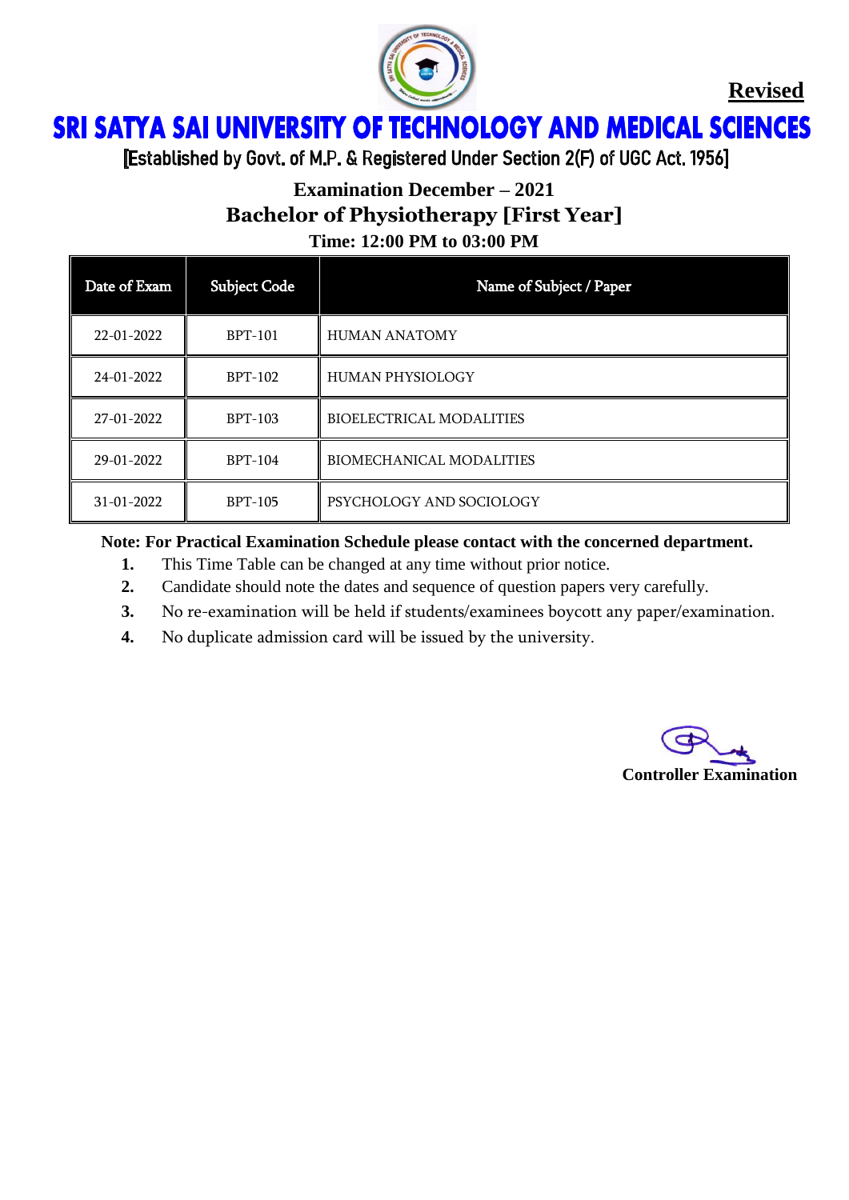**Revised**

# SRI SATYA SAI UNIVERSITY OF TECHNOLOGY AND MEDICAL SCIENCES

[Established by Govt. of M.P. & Registered Under Section 2(F) of UGC Act. 1956]

**Examination December – 2021**

**Bachelor of Physiotherapy [First Year]**

**Time: 12:00 PM to 03:00 PM**

| Date of Exam | Subject Code | Name of Subject / Paper |
|---|---|---|
| 22-01-2022 | BPT-101 | HUMAN ANATOMY |
| 24-01-2022 | BPT-102 | HUMAN PHYSIOLOGY |
| 27-01-2022 | BPT-103 | BIOELECTRICAL MODALITIES |
| 29-01-2022 | BPT-104 | BIOMECHANICAL MODALITIES |
| 31-01-2022 | BPT-105 | PSYCHOLOGY AND SOCIOLOGY |

**Note: For Practical Examination Schedule please contact with the concerned department.**

1. This Time Table can be changed at any time without prior notice.
2. Candidate should note the dates and sequence of question papers very carefully.
3. No re-examination will be held if students/examinees boycott any paper/examination.
4. No duplicate admission card will be issued by the university.

**Controller Examination**